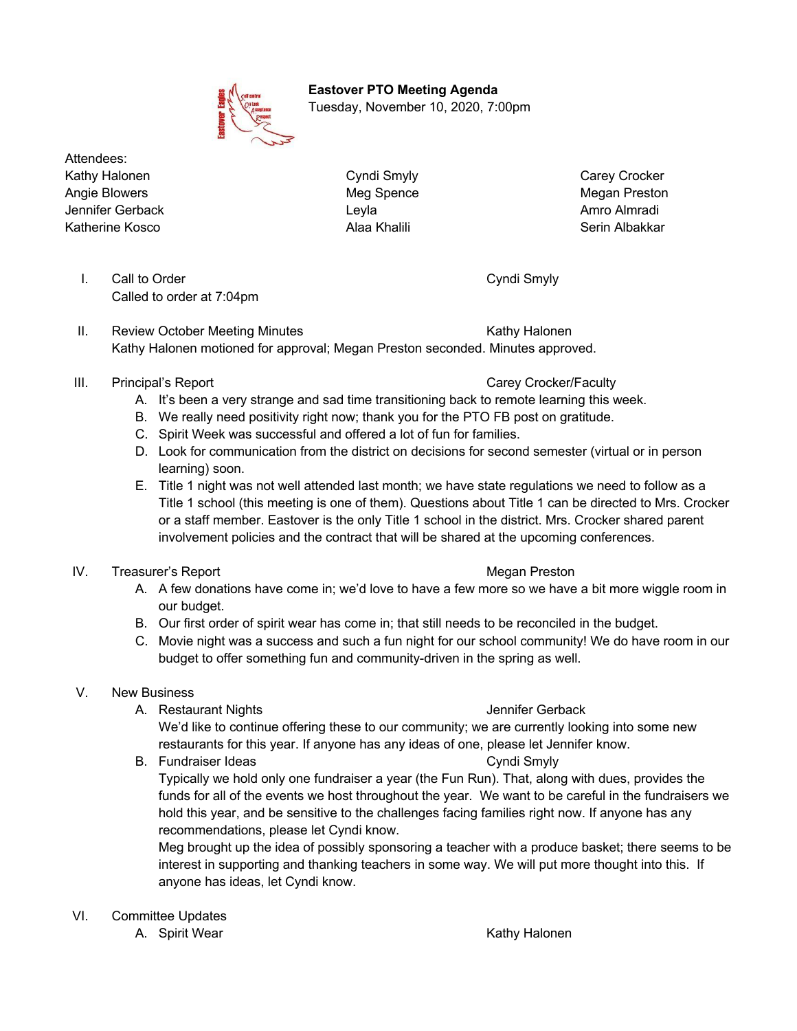**Eastover PTO Meeting Agenda**
Tuesday, November 10, 2020, 7:00pm

Attendees:

| | | |
|---|---|---|
| Kathy Halonen | Cyndi Smyly | Carey Crocker |
| Angie Blowers | Meg Spence | Megan Preston |
| Jennifer Gerback | Leyla | Amro Almradi |
| Katherine Kosco | Alaa Khalili | Serin Albakkar |

I. Call to Order — Cyndi Smyly
Called to order at 7:04pm

II. Review October Meeting Minutes — Kathy Halonen
Kathy Halonen motioned for approval; Megan Preston seconded. Minutes approved.

III. Principal's Report — Carey Crocker/Faculty

A. It's been a very strange and sad time transitioning back to remote learning this week.
B. We really need positivity right now; thank you for the PTO FB post on gratitude.
C. Spirit Week was successful and offered a lot of fun for families.
D. Look for communication from the district on decisions for second semester (virtual or in person learning) soon.
E. Title 1 night was not well attended last month; we have state regulations we need to follow as a Title 1 school (this meeting is one of them). Questions about Title 1 can be directed to Mrs. Crocker or a staff member. Eastover is the only Title 1 school in the district. Mrs. Crocker shared parent involvement policies and the contract that will be shared at the upcoming conferences.

IV. Treasurer's Report — Megan Preston

A. A few donations have come in; we'd love to have a few more so we have a bit more wiggle room in our budget.
B. Our first order of spirit wear has come in; that still needs to be reconciled in the budget.
C. Movie night was a success and such a fun night for our school community! We do have room in our budget to offer something fun and community-driven in the spring as well.

V. New Business

A. Restaurant Nights — Jennifer Gerback
We'd like to continue offering these to our community; we are currently looking into some new restaurants for this year. If anyone has any ideas of one, please let Jennifer know.

B. Fundraiser Ideas — Cyndi Smyly
Typically we hold only one fundraiser a year (the Fun Run). That, along with dues, provides the funds for all of the events we host throughout the year. We want to be careful in the fundraisers we hold this year, and be sensitive to the challenges facing families right now. If anyone has any recommendations, please let Cyndi know.
Meg brought up the idea of possibly sponsoring a teacher with a produce basket; there seems to be interest in supporting and thanking teachers in some way. We will put more thought into this. If anyone has ideas, let Cyndi know.

VI. Committee Updates

A. Spirit Wear — Kathy Halonen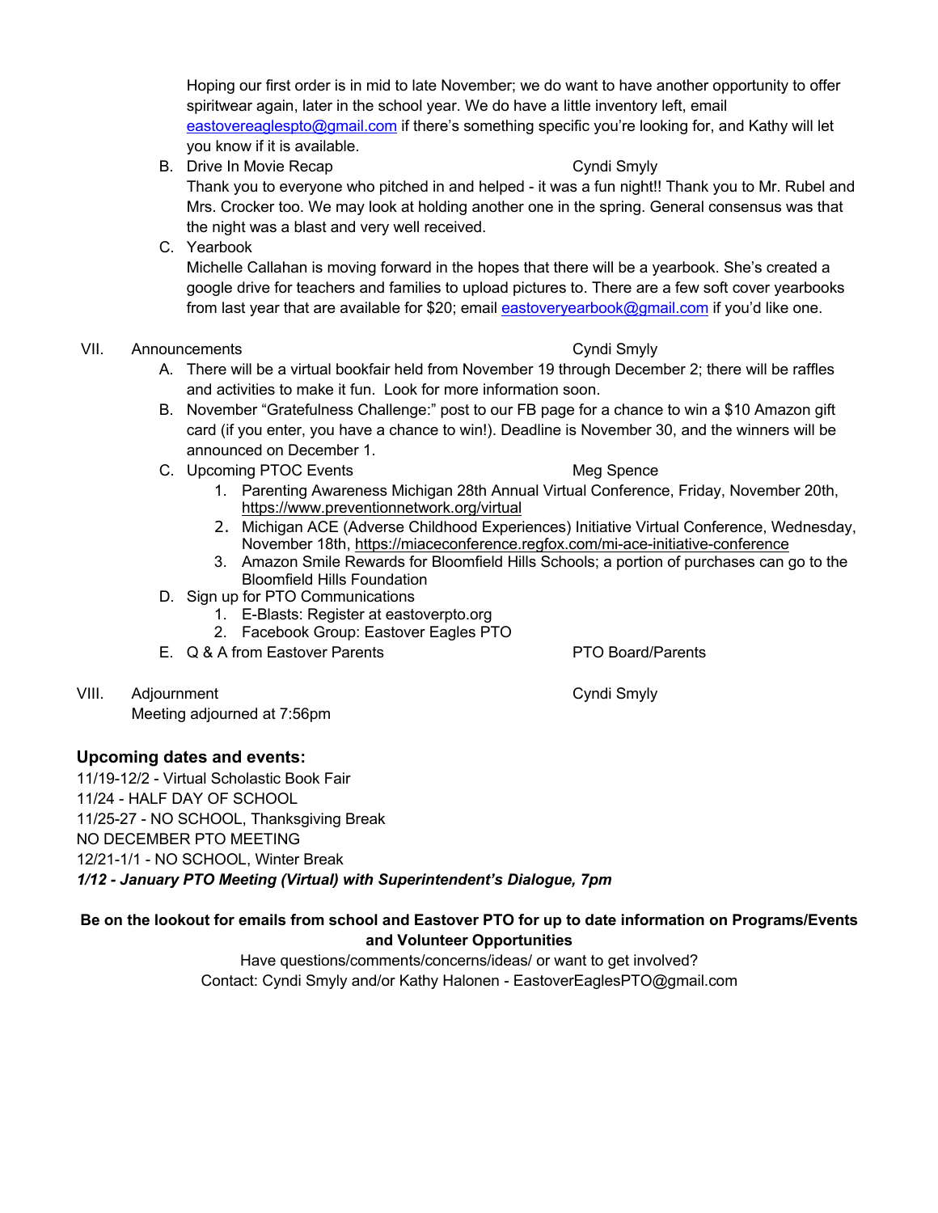Hoping our first order is in mid to late November; we do want to have another opportunity to offer spiritwear again, later in the school year. We do have a little inventory left, email eastovereaglespto@gmail.com if there's something specific you're looking for, and Kathy will let you know if it is available.

B. Drive In Movie Recap — Cyndi Smyly

Thank you to everyone who pitched in and helped - it was a fun night!! Thank you to Mr. Rubel and Mrs. Crocker too. We may look at holding another one in the spring. General consensus was that the night was a blast and very well received.

C. Yearbook

Michelle Callahan is moving forward in the hopes that there will be a yearbook. She's created a google drive for teachers and families to upload pictures to. There are a few soft cover yearbooks from last year that are available for $20; email eastoveryearbook@gmail.com if you'd like one.

VII. Announcements — Cyndi Smyly

A. There will be a virtual bookfair held from November 19 through December 2; there will be raffles and activities to make it fun. Look for more information soon.

B. November "Gratefulness Challenge:" post to our FB page for a chance to win a $10 Amazon gift card (if you enter, you have a chance to win!). Deadline is November 30, and the winners will be announced on December 1.

C. Upcoming PTOC Events — Meg Spence

1. Parenting Awareness Michigan 28th Annual Virtual Conference, Friday, November 20th, https://www.preventionnetwork.org/virtual
2. Michigan ACE (Adverse Childhood Experiences) Initiative Virtual Conference, Wednesday, November 18th, https://miaceconference.regfox.com/mi-ace-initiative-conference
3. Amazon Smile Rewards for Bloomfield Hills Schools; a portion of purchases can go to the Bloomfield Hills Foundation

D. Sign up for PTO Communications

1. E-Blasts: Register at eastoverpto.org
2. Facebook Group: Eastover Eagles PTO

E. Q & A from Eastover Parents — PTO Board/Parents

VIII. Adjournment — Cyndi Smyly

Meeting adjourned at 7:56pm

### Upcoming dates and events:

11/19-12/2 - Virtual Scholastic Book Fair
11/24 - HALF DAY OF SCHOOL
11/25-27 - NO SCHOOL, Thanksgiving Break
NO DECEMBER PTO MEETING
12/21-1/1 - NO SCHOOL, Winter Break
***1/12 - January PTO Meeting (Virtual) with Superintendent's Dialogue, 7pm***

**Be on the lookout for emails from school and Eastover PTO for up to date information on Programs/Events and Volunteer Opportunities**

Have questions/comments/concerns/ideas/ or want to get involved?
Contact: Cyndi Smyly and/or Kathy Halonen - EastoverEaglesPTO@gmail.com